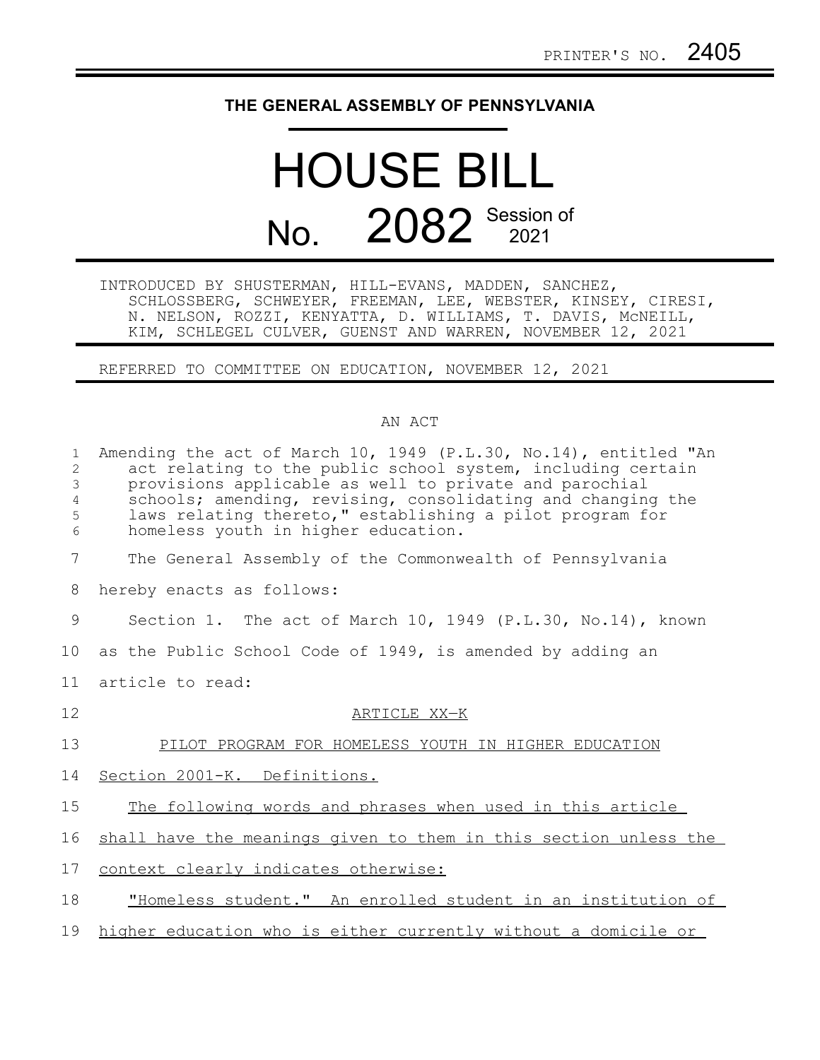PRINTER'S NO. 2405

# THE GENERAL ASSEMBLY OF PENNSYLVANIA

# HOUSE BILL No. 2082 Session of 2021

INTRODUCED BY SHUSTERMAN, HILL-EVANS, MADDEN, SANCHEZ, SCHLOSSBERG, SCHWEYER, FREEMAN, LEE, WEBSTER, KINSEY, CIRESI, N. NELSON, ROZZI, KENYATTA, D. WILLIAMS, T. DAVIS, McNEILL, KIM, SCHLEGEL CULVER, GUENST AND WARREN, NOVEMBER 12, 2021

REFERRED TO COMMITTEE ON EDUCATION, NOVEMBER 12, 2021

AN ACT

Amending the act of March 10, 1949 (P.L.30, No.14), entitled "An act relating to the public school system, including certain provisions applicable as well to private and parochial schools; amending, revising, consolidating and changing the laws relating thereto," establishing a pilot program for homeless youth in higher education.

The General Assembly of the Commonwealth of Pennsylvania hereby enacts as follows:

Section 1. The act of March 10, 1949 (P.L.30, No.14), known as the Public School Code of 1949, is amended by adding an article to read:

ARTICLE XX-K

PILOT PROGRAM FOR HOMELESS YOUTH IN HIGHER EDUCATION

Section 2001-K. Definitions.

The following words and phrases when used in this article shall have the meanings given to them in this section unless the context clearly indicates otherwise:

"Homeless student." An enrolled student in an institution of higher education who is either currently without a domicile or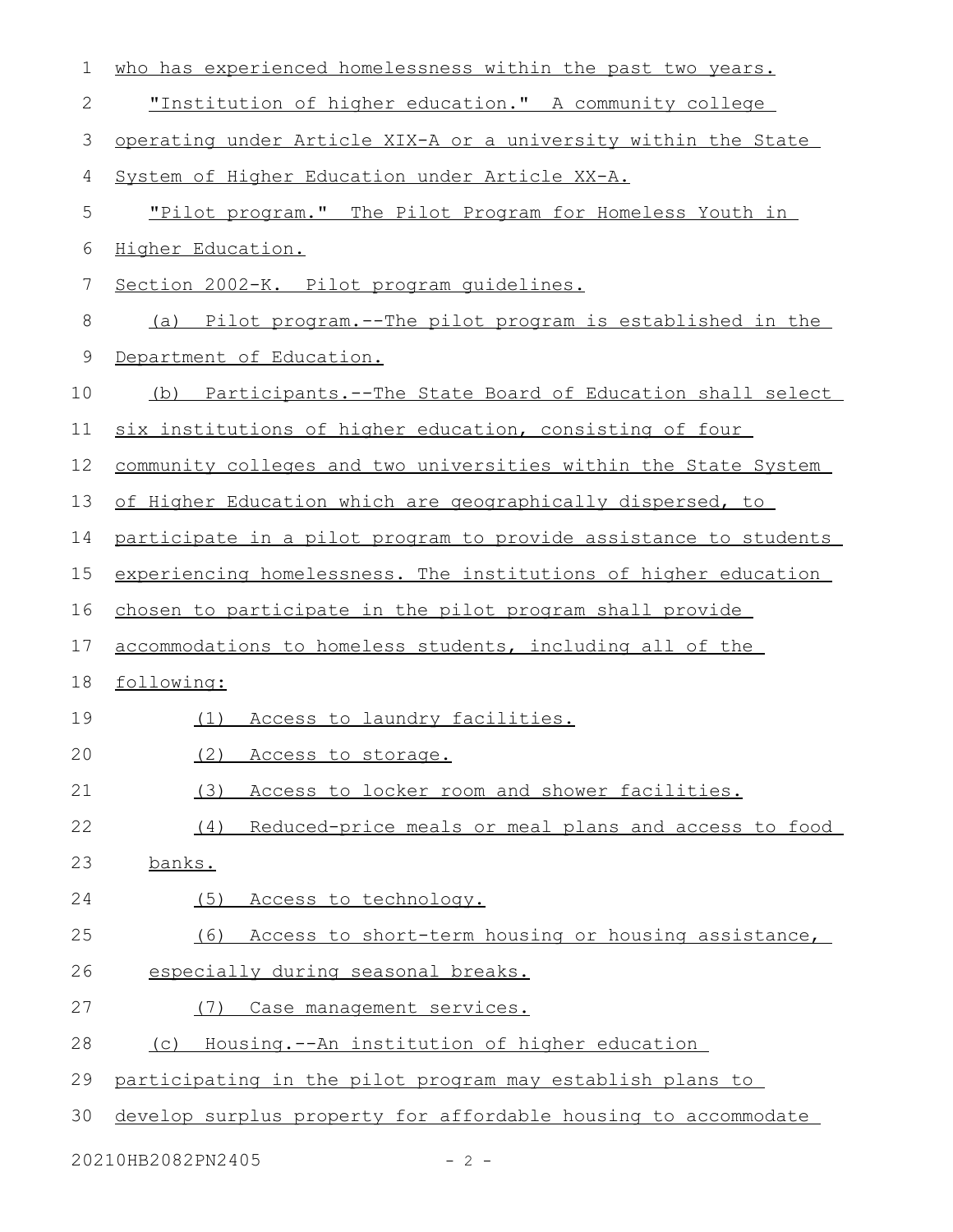who has experienced homelessness within the past two years.

"Institution of higher education." A community college operating under Article XIX-A or a university within the State System of Higher Education under Article XX-A.

"Pilot program." The Pilot Program for Homeless Youth in Higher Education.

Section 2002-K. Pilot program guidelines.

(a) Pilot program.--The pilot program is established in the Department of Education.

(b) Participants.--The State Board of Education shall select six institutions of higher education, consisting of four community colleges and two universities within the State System of Higher Education which are geographically dispersed, to participate in a pilot program to provide assistance to students experiencing homelessness. The institutions of higher education chosen to participate in the pilot program shall provide accommodations to homeless students, including all of the following:

(1) Access to laundry facilities.

(2) Access to storage.

(3) Access to locker room and shower facilities.

(4) Reduced-price meals or meal plans and access to food banks.

(5) Access to technology.

(6) Access to short-term housing or housing assistance, especially during seasonal breaks.

(7) Case management services.

(c) Housing.--An institution of higher education participating in the pilot program may establish plans to develop surplus property for affordable housing to accommodate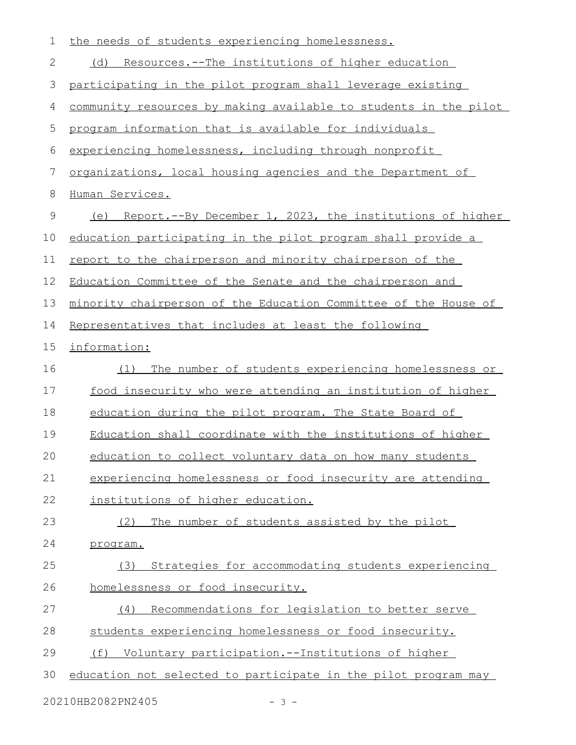the needs of students experiencing homelessness.

(d) Resources.--The institutions of higher education participating in the pilot program shall leverage existing community resources by making available to students in the pilot program information that is available for individuals experiencing homelessness, including through nonprofit organizations, local housing agencies and the Department of Human Services.

(e) Report.--By December 1, 2023, the institutions of higher education participating in the pilot program shall provide a report to the chairperson and minority chairperson of the Education Committee of the Senate and the chairperson and minority chairperson of the Education Committee of the House of Representatives that includes at least the following information:

(1) The number of students experiencing homelessness or food insecurity who were attending an institution of higher education during the pilot program. The State Board of Education shall coordinate with the institutions of higher education to collect voluntary data on how many students experiencing homelessness or food insecurity are attending institutions of higher education.

(2) The number of students assisted by the pilot program.

(3) Strategies for accommodating students experiencing homelessness or food insecurity.

(4) Recommendations for legislation to better serve students experiencing homelessness or food insecurity.

(f) Voluntary participation.--Institutions of higher education not selected to participate in the pilot program may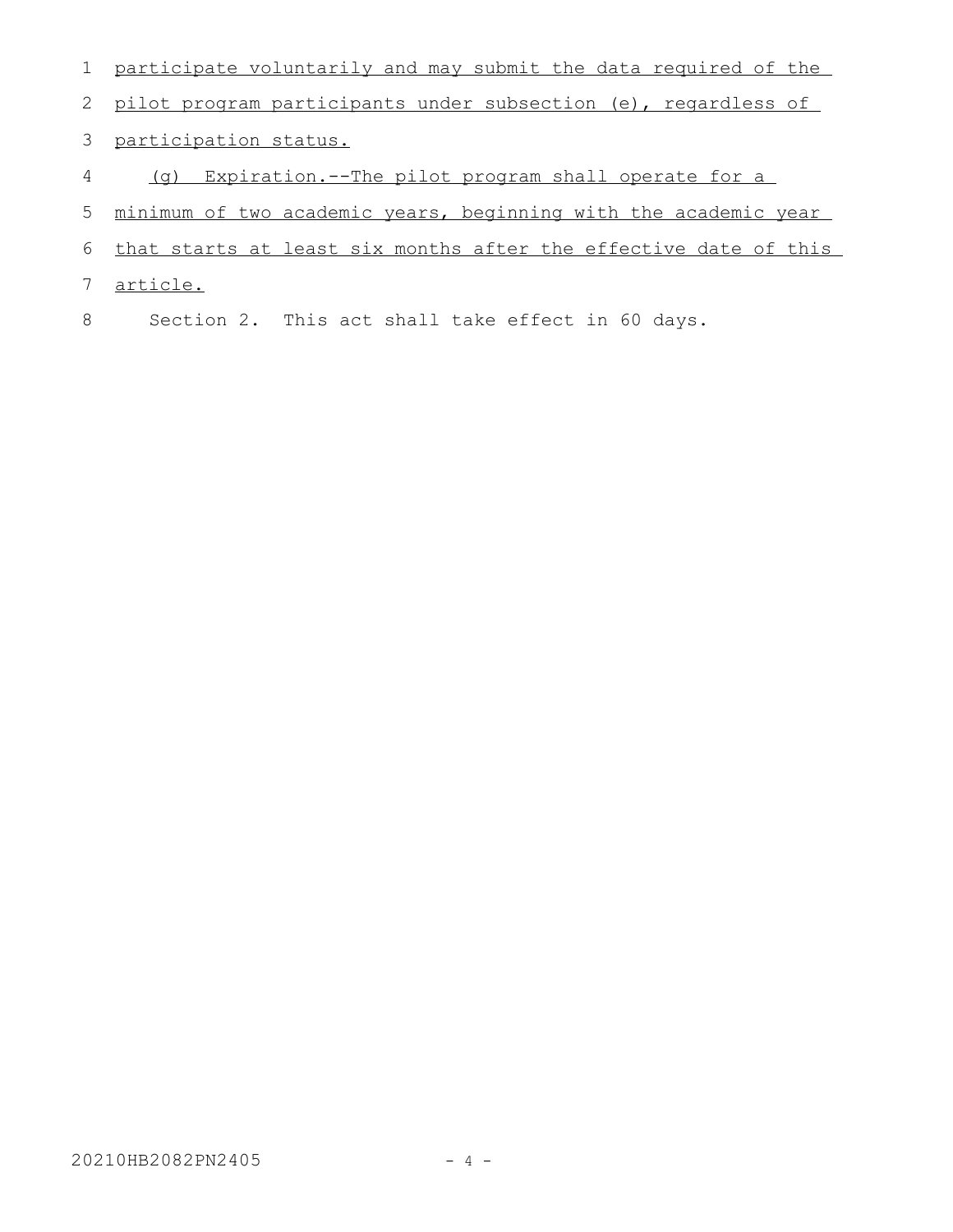participate voluntarily and may submit the data required of the pilot program participants under subsection (e), regardless of participation status.

(g) Expiration.--The pilot program shall operate for a minimum of two academic years, beginning with the academic year that starts at least six months after the effective date of this article.

Section 2. This act shall take effect in 60 days.